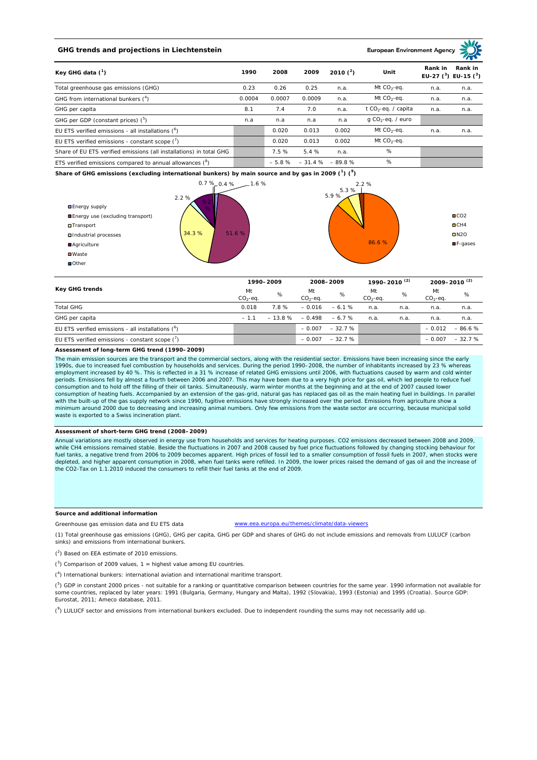## GHG trends and projections in Liechtenstein

European Environment Agency

| Key GHG data [1] | 1990 | 2008 | 2009 | 2010 [2] | Unit | Rank in EU-27 [3] | Rank in EU-15 [3] |
|---|---|---|---|---|---|---|---|
| Total greenhouse gas emissions (GHG) | 0.23 | 0.26 | 0.25 | n.a. | Mt $CO_2$-eq. | n.a. | n.a. |
| GHG from international bunkers [4] | 0.0004 | 0.0007 | 0.0009 | n.a. | Mt $CO_2$-eq. | n.a. | n.a. |
| GHG per capita | 8.1 | 7.4 | 7.0 | n.a. | t $CO_2$-eq. / capita | n.a. | n.a. |
| GHG per GDP (constant prices) [5] | n.a | n.a | n.a | n.a | g $CO_2$-eq. / euro | | |
| EU ETS verified emissions - all installations [6] | | 0.020 | 0.013 | 0.002 | Mt $CO_2$-eq. | n.a. | n.a. |
| EU ETS verified emissions - constant scope [7] | | 0.020 | 0.013 | 0.002 | Mt $CO_2$-eq. | | |
| Share of EU ETS verified emissions (all installations) in total GHG | | 7.5 % | 5.4 % | n.a. | % | | |
| ETS verified emissions compared to annual allowances [8] | | – 5.8 % | – 31.4 % | – 89.8 % | % | | |

**Share of GHG emissions (excluding international bunkers) by main source and by gas in 2009 [1] [9]**

By main source: Energy supply 0.7 %; Energy use (excluding transport) 51.6 %; Transport 34.3 %; Industrial processes 2.2 %; Agriculture 9.2 %; Waste 0.4 %; Other 1.6 %

By gas: CO2 86.6 %; CH4 5.9 %; N2O 5.3 %; F-gases 2.2 %

| Key GHG trends | 1990–2009 | | 2008–2009 | | 1990–2010 [2] | | 2009–2010 [2] | |
|---|---|---|---|---|---|---|---|---|
| | Mt $CO_2$-eq. | % | Mt $CO_2$-eq. | % | Mt $CO_2$-eq. | % | Mt $CO_2$-eq. | % |
| Total GHG | 0.018 | 7.8 % | – 0.016 | – 6.1 % | n.a. | n.a. | n.a. | n.a. |
| GHG per capita | – 1.1 | – 13.8 % | – 0.498 | – 6.7 % | n.a. | n.a. | n.a. | n.a. |
| EU ETS verified emissions - all installations [6] | | | – 0.007 | – 32.7 % | | | – 0.012 | – 86.6 % |
| EU ETS verified emissions - constant scope [7] | | | – 0.007 | – 32.7 % | | | – 0.007 | – 32.7 % |

**Assessment of long-term GHG trend (1990–2009)**

The main emission sources are the transport and the commercial sectors, along with the residential sector. Emissions have been increasing since the early 1990s, due to increased fuel combustion by households and services. During the period 1990–2008, the number of inhabitants increased by 23 % whereas employment increased by 40 %. This is reflected in a 31 % increase of related GHG emissions until 2006, with fluctuations caused by warm and cold winter periods. Emissions fell by almost a fourth between 2006 and 2007. This may have been due to a very high price for gas oil, which led people to reduce fuel consumption and to hold off the filling of their oil tanks. Simultaneously, warm winter months at the beginning and at the end of 2007 caused lower consumption of heating fuels. Accompanied by an extension of the gas-grid, natural gas has replaced gas oil as the main heating fuel in buildings. In parallel with the built-up of the gas supply network since 1990, fugitive emissions have strongly increased over the period. Emissions from agriculture show a minimum around 2000 due to decreasing and increasing animal numbers. Only few emissions from the waste sector are occurring, because municipal solid waste is exported to a Swiss incineration plant.

**Assessment of short-term GHG trend (2008–2009)**

Annual variations are mostly observed in energy use from households and services for heating purposes. CO2 emissions decreased between 2008 and 2009, while CH4 emissions remained stable. Beside the fluctuations in 2007 and 2008 caused by fuel price fluctuations followed by changing stocking behaviour for fuel tanks, a negative trend from 2006 to 2009 becomes apparent. High prices of fossil led to a smaller consumption of fossil fuels in 2007, when stocks were depleted, and higher apparent consumption in 2008, when fuel tanks were refilled. In 2009, the lower prices raised the demand of gas oil and the increase of the CO2-Tax on 1.1.2010 induced the consumers to refill their fuel tanks at the end of 2009.

**Source and additional information**

Greenhouse gas emission data and EU ETS data www.eea.europa.eu/themes/climate/data-viewers

(1) Total greenhouse gas emissions (GHG), GHG per capita, GHG per GDP and shares of GHG do not include emissions and removals from LULUCF (carbon sinks) and emissions from international bunkers.

(2) Based on EEA estimate of 2010 emissions.

(3) Comparison of 2009 values, 1 = highest value among EU countries.

(4) International bunkers: international aviation and international maritime transport.

(5) GDP in constant 2000 prices - not suitable for a ranking or quantitative comparison between countries for the same year. 1990 information not available for some countries, replaced by later years: 1991 (Bulgaria, Germany, Hungary and Malta), 1992 (Slovakia), 1993 (Estonia) and 1995 (Croatia). Source GDP: Eurostat, 2011; Ameco database, 2011.

(9) LULUCF sector and emissions from international bunkers excluded. Due to independent rounding the sums may not necessarily add up.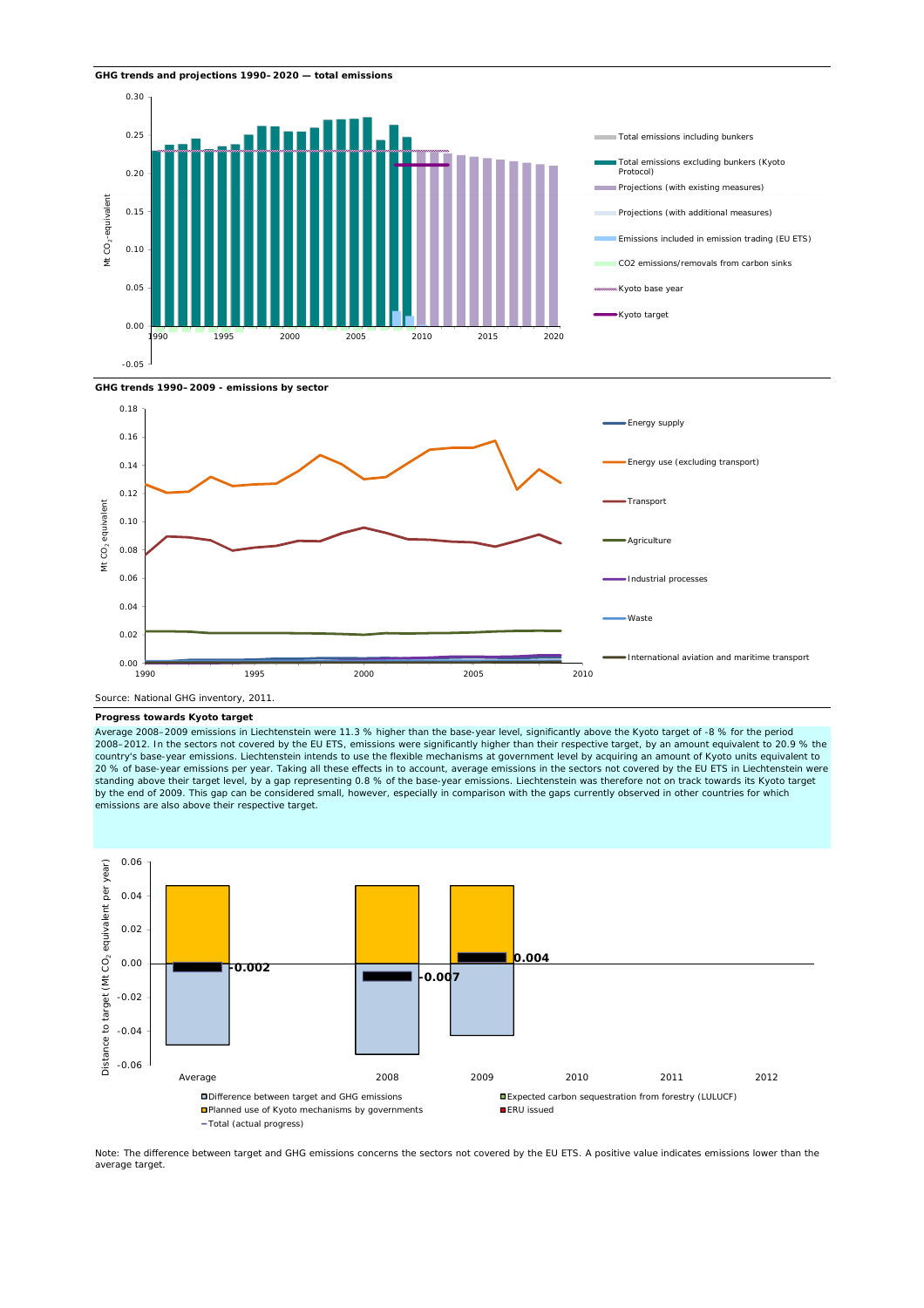**GHG trends and projections 1990–2020 — total emissions**

Mt $CO_2$-equivalent

0.30
0.25
0.20
0.15
0.10
0.05
0.00
-0.05

1990 1995 2000 2005 2010 2015 2020

Total emissions including bunkers
Total emissions excluding bunkers (Kyoto Protocol)
Projections (with existing measures)
Projections (with additional measures)
Emissions included in emission trading (EU ETS)
CO2 emissions/removals from carbon sinks
Kyoto base year
Kyoto target

**GHG trends 1990–2009 - emissions by sector**

Mt $CO_2$ equivalent

0.18
0.16
0.14
0.12
0.10
0.08
0.06
0.04
0.02
0.00

1990 1995 2000 2005 2010

Energy supply
Energy use (excluding transport)
Transport
Agriculture
Industrial processes
Waste
International aviation and maritime transport

Source: National GHG inventory, 2011.

**Progress towards Kyoto target**

Average 2008–2009 emissions in Liechtenstein were 11.3 % higher than the base-year level, significantly above the Kyoto target of -8 % for the period 2008–2012. In the sectors not covered by the EU ETS, emissions were significantly higher than their respective target, by an amount equivalent to 20.9 % the country's base-year emissions. Liechtenstein intends to use the flexible mechanisms at government level by acquiring an amount of Kyoto units equivalent to 20 % of base-year emissions per year. Taking all these effects in to account, average emissions in the sectors not covered by the EU ETS in Liechtenstein were standing above their target level, by a gap representing 0.8 % of the base-year emissions. Liechtenstein was therefore not on track towards its Kyoto target by the end of 2009. This gap can be considered small, however, especially in comparison with the gaps currently observed in other countries for which emissions are also above their respective target.

Distance to target (Mt $CO_2$ equivalent per year)

0.06
0.04
0.02
0.00
-0.02
-0.04
-0.06

-0.002
-0.007
0.004

Average 2008 2009 2010 2011 2012

Difference between target and GHG emissions
Expected carbon sequestration from forestry (LULUCF)
Planned use of Kyoto mechanisms by governments
ERU issued
Total (actual progress)

Note: The difference between target and GHG emissions concerns the sectors not covered by the EU ETS. A positive value indicates emissions lower than the average target.